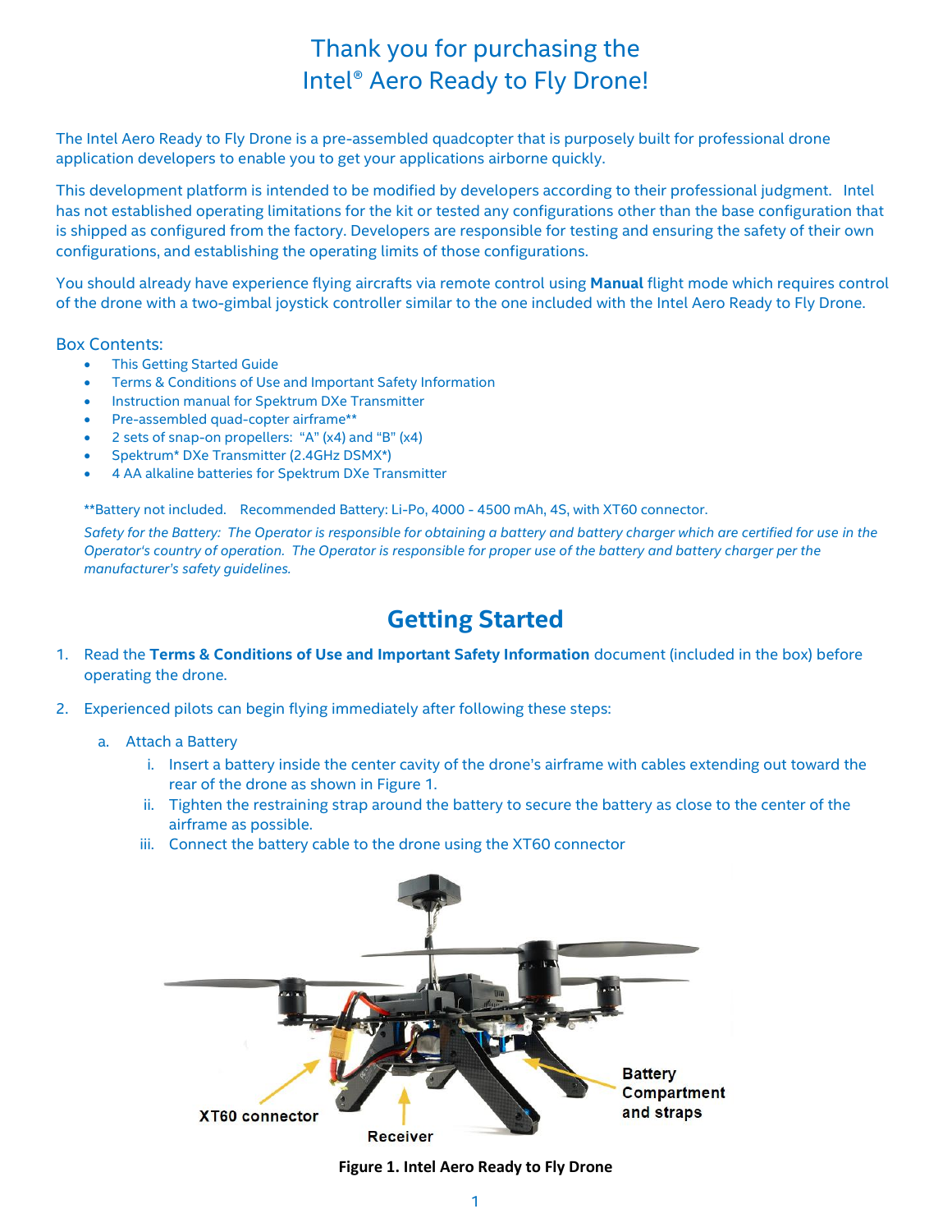# Thank you for purchasing the Intel® Aero Ready to Fly Drone!

The Intel Aero Ready to Fly Drone is a pre-assembled quadcopter that is purposely built for professional drone application developers to enable you to get your applications airborne quickly.

This development platform is intended to be modified by developers according to their professional judgment. Intel has not established operating limitations for the kit or tested any configurations other than the base configuration that is shipped as configured from the factory. Developers are responsible for testing and ensuring the safety of their own configurations, and establishing the operating limits of those configurations.

You should already have experience flying aircrafts via remote control using **Manual** flight mode which requires control of the drone with a two-gimbal joystick controller similar to the one included with the Intel Aero Ready to Fly Drone.

### Box Contents:

- This Getting Started Guide
- Terms & Conditions of Use and Important Safety Information
- Instruction manual for Spektrum DXe Transmitter
- Pre-assembled quad-copter airframe**
- 2 sets of snap-on propellers: "A" (x4) and "B" (x4)
- Spektrum* DXe Transmitter (2.4GHz DSMX*)
- 4 AA alkaline batteries for Spektrum DXe Transmitter

**Battery not included. Recommended Battery: Li-Po, 4000 - 4500 mAh, 4S, with XT60 connector.

*Safety for the Battery: The Operator is responsible for obtaining a battery and battery charger which are certified for use in the Operator's country of operation. The Operator is responsible for proper use of the battery and battery charger per the manufacturer's safety guidelines.*

## Getting Started

1. Read the **Terms & Conditions of Use and Important Safety Information** document (included in the box) before operating the drone.
2. Experienced pilots can begin flying immediately after following these steps:
   a. Attach a Battery
      i. Insert a battery inside the center cavity of the drone's airframe with cables extending out toward the rear of the drone as shown in Figure 1.
      ii. Tighten the restraining strap around the battery to secure the battery as close to the center of the airframe as possible.
      iii. Connect the battery cable to the drone using the XT60 connector

XT60 connector

Receiver

Battery Compartment and straps

**Figure 1. Intel Aero Ready to Fly Drone**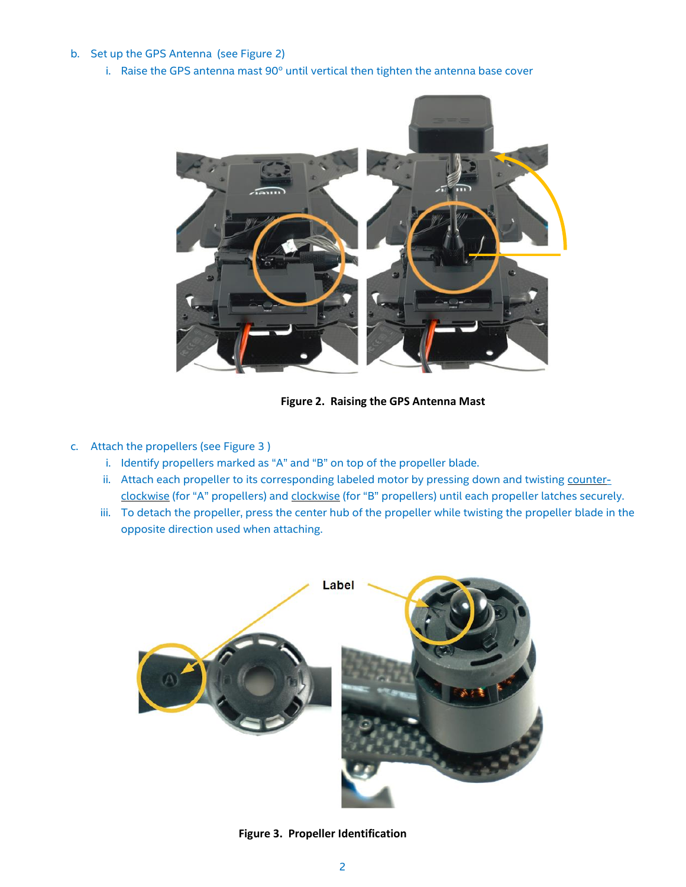b. Set up the GPS Antenna (see Figure 2)
   i. Raise the GPS antenna mast 90° until vertical then tighten the antenna base cover

**Figure 2. Raising the GPS Antenna Mast**

c. Attach the propellers (see Figure 3 )
   i. Identify propellers marked as “A” and “B” on top of the propeller blade.
   ii. Attach each propeller to its corresponding labeled motor by pressing down and twisting counter-clockwise (for “A” propellers) and clockwise (for “B” propellers) until each propeller latches securely.
   iii. To detach the propeller, press the center hub of the propeller while twisting the propeller blade in the opposite direction used when attaching.

**Figure 3. Propeller Identification**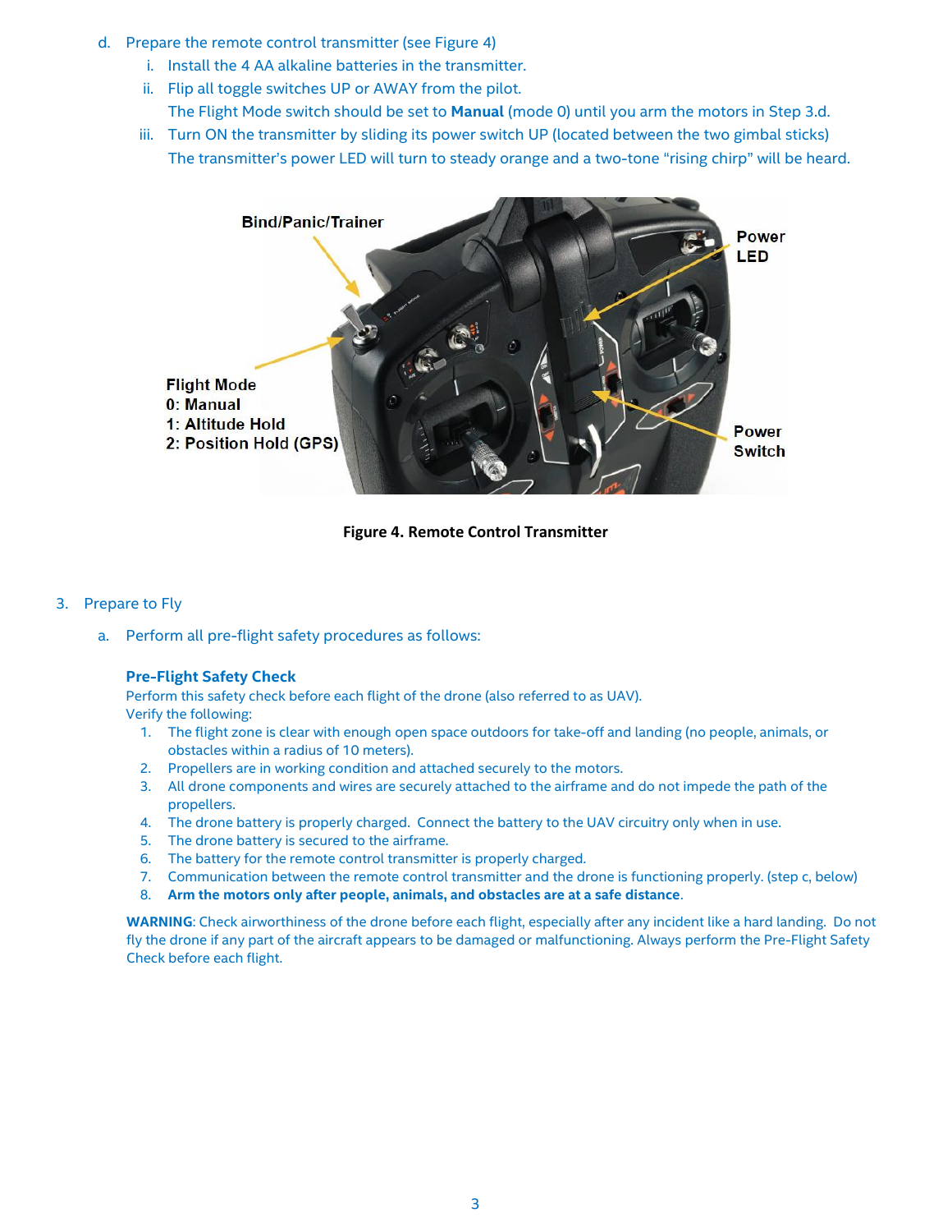d. Prepare the remote control transmitter (see Figure 4)

   i. Install the 4 AA alkaline batteries in the transmitter.

   ii. Flip all toggle switches UP or AWAY from the pilot.
   The Flight Mode switch should be set to **Manual** (mode 0) until you arm the motors in Step 3.d.

   iii. Turn ON the transmitter by sliding its power switch UP (located between the two gimbal sticks)
   The transmitter's power LED will turn to steady orange and a two-tone "rising chirp" will be heard.

**Figure 4. Remote Control Transmitter**

3. Prepare to Fly

   a. Perform all pre-flight safety procedures as follows:

### Pre-Flight Safety Check

Perform this safety check before each flight of the drone (also referred to as UAV).
Verify the following:

1. The flight zone is clear with enough open space outdoors for take-off and landing (no people, animals, or obstacles within a radius of 10 meters).
2. Propellers are in working condition and attached securely to the motors.
3. All drone components and wires are securely attached to the airframe and do not impede the path of the propellers.
4. The drone battery is properly charged. Connect the battery to the UAV circuitry only when in use.
5. The drone battery is secured to the airframe.
6. The battery for the remote control transmitter is properly charged.
7. Communication between the remote control transmitter and the drone is functioning properly. (step c, below)
8. **Arm the motors only after people, animals, and obstacles are at a safe distance**.

**WARNING**: Check airworthiness of the drone before each flight, especially after any incident like a hard landing. Do not fly the drone if any part of the aircraft appears to be damaged or malfunctioning. Always perform the Pre-Flight Safety Check before each flight.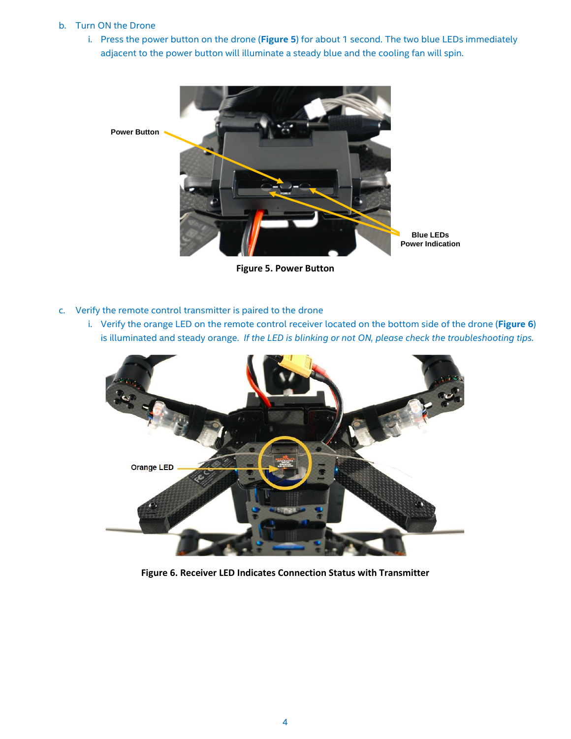b. Turn ON the Drone

   i. Press the power button on the drone (**Figure 5**) for about 1 second. The two blue LEDs immediately adjacent to the power button will illuminate a steady blue and the cooling fan will spin.

**Figure 5. Power Button**

c. Verify the remote control transmitter is paired to the drone

   i. Verify the orange LED on the remote control receiver located on the bottom side of the drone (**Figure 6**) is illuminated and steady orange. *If the LED is blinking or not ON, please check the troubleshooting tips.*

**Figure 6. Receiver LED Indicates Connection Status with Transmitter**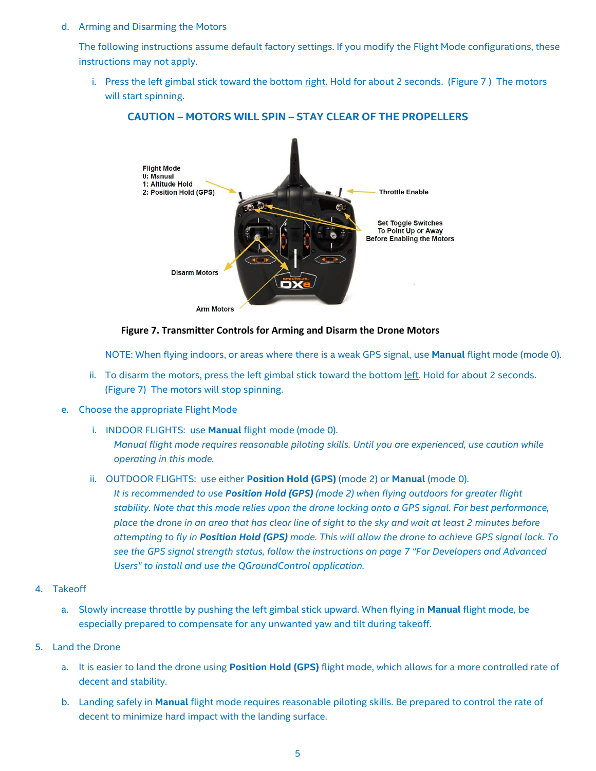d. Arming and Disarming the Motors

The following instructions assume default factory settings. If you modify the Flight Mode configurations, these instructions may not apply.

i. Press the left gimbal stick toward the bottom right. Hold for about 2 seconds. (Figure 7) The motors will start spinning.

**CAUTION – MOTORS WILL SPIN – STAY CLEAR OF THE PROPELLERS**

Flight Mode
0: Manual
1: Altitude Hold
2: Position Hold (GPS)

Throttle Enable

Set Toggle Switches To Point Up or Away Before Enabling the Motors

Disarm Motors

Arm Motors

**Figure 7. Transmitter Controls for Arming and Disarm the Drone Motors**

NOTE: When flying indoors, or areas where there is a weak GPS signal, use **Manual** flight mode (mode 0).

ii. To disarm the motors, press the left gimbal stick toward the bottom left. Hold for about 2 seconds. (Figure 7) The motors will stop spinning.

e. Choose the appropriate Flight Mode

i. INDOOR FLIGHTS: use **Manual** flight mode (mode 0).
*Manual flight mode requires reasonable piloting skills. Until you are experienced, use caution while operating in this mode.*

ii. OUTDOOR FLIGHTS: use either **Position Hold (GPS)** (mode 2) or **Manual** (mode 0).
*It is recommended to use **Position Hold (GPS)** (mode 2) when flying outdoors for greater flight stability. Note that this mode relies upon the drone locking onto a GPS signal. For best performance, place the drone in an area that has clear line of sight to the sky and wait at least 2 minutes before attempting to fly in **Position Hold (GPS)** mode. This will allow the drone to achieve GPS signal lock. To see the GPS signal strength status, follow the instructions on page 7 "For Developers and Advanced Users" to install and use the QGroundControl application.*

4. Takeoff

a. Slowly increase throttle by pushing the left gimbal stick upward. When flying in **Manual** flight mode, be especially prepared to compensate for any unwanted yaw and tilt during takeoff.

5. Land the Drone

a. It is easier to land the drone using **Position Hold (GPS)** flight mode, which allows for a more controlled rate of decent and stability.

b. Landing safely in **Manual** flight mode requires reasonable piloting skills. Be prepared to control the rate of decent to minimize hard impact with the landing surface.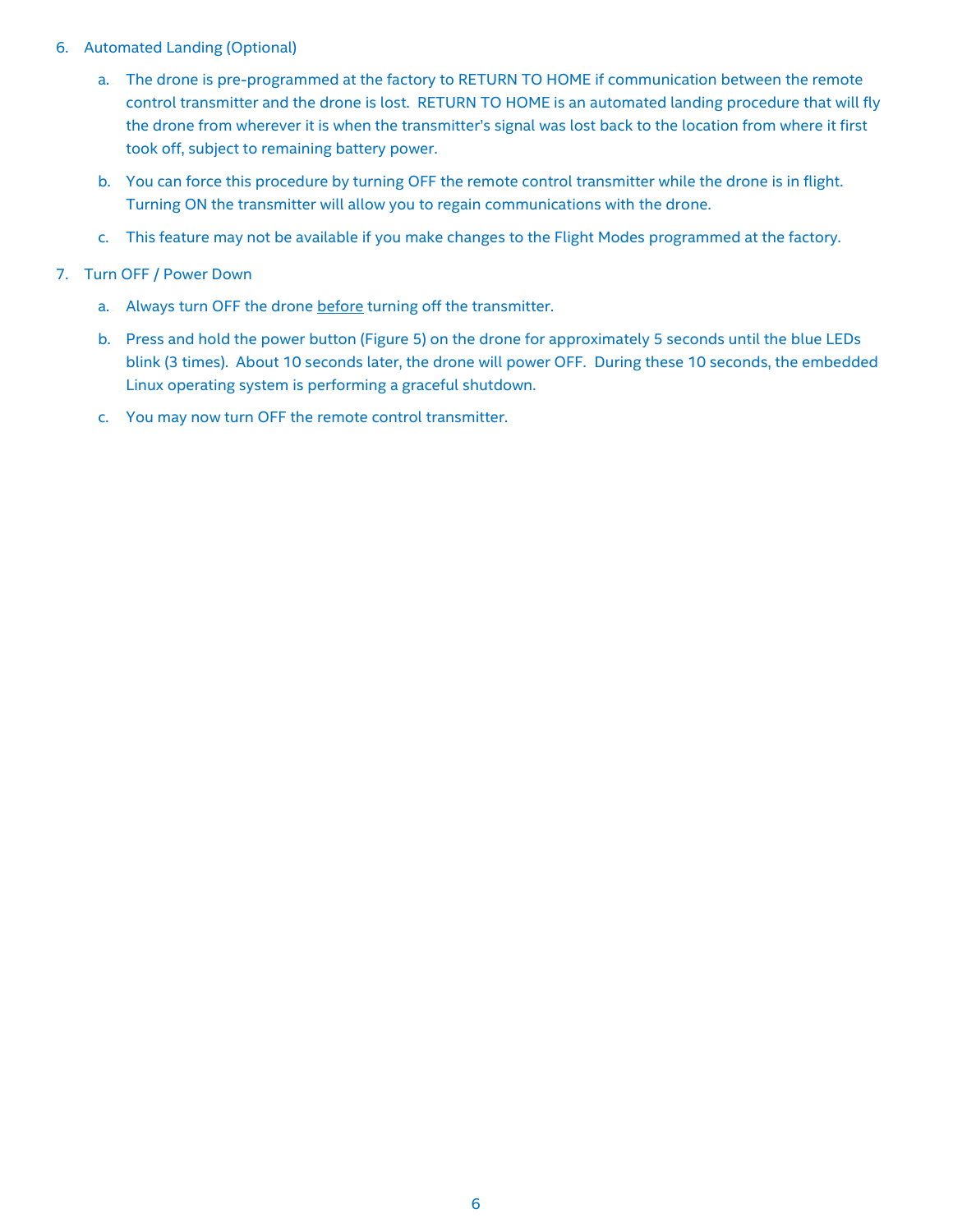6. Automated Landing (Optional)

   a. The drone is pre-programmed at the factory to RETURN TO HOME if communication between the remote control transmitter and the drone is lost. RETURN TO HOME is an automated landing procedure that will fly the drone from wherever it is when the transmitter's signal was lost back to the location from where it first took off, subject to remaining battery power.

   b. You can force this procedure by turning OFF the remote control transmitter while the drone is in flight. Turning ON the transmitter will allow you to regain communications with the drone.

   c. This feature may not be available if you make changes to the Flight Modes programmed at the factory.

7. Turn OFF / Power Down

   a. Always turn OFF the drone <u>before</u> turning off the transmitter.

   b. Press and hold the power button (Figure 5) on the drone for approximately 5 seconds until the blue LEDs blink (3 times). About 10 seconds later, the drone will power OFF. During these 10 seconds, the embedded Linux operating system is performing a graceful shutdown.

   c. You may now turn OFF the remote control transmitter.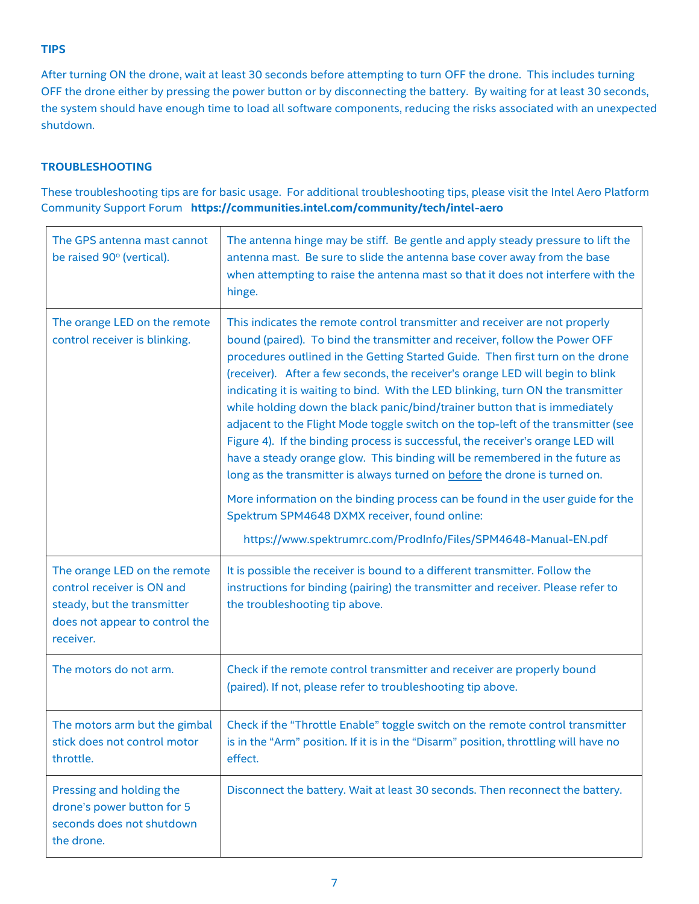## TIPS

After turning ON the drone, wait at least 30 seconds before attempting to turn OFF the drone. This includes turning OFF the drone either by pressing the power button or by disconnecting the battery. By waiting for at least 30 seconds, the system should have enough time to load all software components, reducing the risks associated with an unexpected shutdown.

## TROUBLESHOOTING

These troubleshooting tips are for basic usage. For additional troubleshooting tips, please visit the Intel Aero Platform Community Support Forum **https://communities.intel.com/community/tech/intel-aero**

| | |
|---|---|
| The GPS antenna mast cannot be raised 90° (vertical). | The antenna hinge may be stiff. Be gentle and apply steady pressure to lift the antenna mast. Be sure to slide the antenna base cover away from the base when attempting to raise the antenna mast so that it does not interfere with the hinge. |
| The orange LED on the remote control receiver is blinking. | This indicates the remote control transmitter and receiver are not properly bound (paired). To bind the transmitter and receiver, follow the Power OFF procedures outlined in the Getting Started Guide. Then first turn on the drone (receiver). After a few seconds, the receiver's orange LED will begin to blink indicating it is waiting to bind. With the LED blinking, turn ON the transmitter while holding down the black panic/bind/trainer button that is immediately adjacent to the Flight Mode toggle switch on the top-left of the transmitter (see Figure 4). If the binding process is successful, the receiver's orange LED will have a steady orange glow. This binding will be remembered in the future as long as the transmitter is always turned on <u>before</u> the drone is turned on.<br><br>More information on the binding process can be found in the user guide for the Spektrum SPM4648 DXMX receiver, found online:<br><br>https://www.spektrumrc.com/ProdInfo/Files/SPM4648-Manual-EN.pdf |
| The orange LED on the remote control receiver is ON and steady, but the transmitter does not appear to control the receiver. | It is possible the receiver is bound to a different transmitter. Follow the instructions for binding (pairing) the transmitter and receiver. Please refer to the troubleshooting tip above. |
| The motors do not arm. | Check if the remote control transmitter and receiver are properly bound (paired). If not, please refer to troubleshooting tip above. |
| The motors arm but the gimbal stick does not control motor throttle. | Check if the "Throttle Enable" toggle switch on the remote control transmitter is in the "Arm" position. If it is in the "Disarm" position, throttling will have no effect. |
| Pressing and holding the drone's power button for 5 seconds does not shutdown the drone. | Disconnect the battery. Wait at least 30 seconds. Then reconnect the battery. |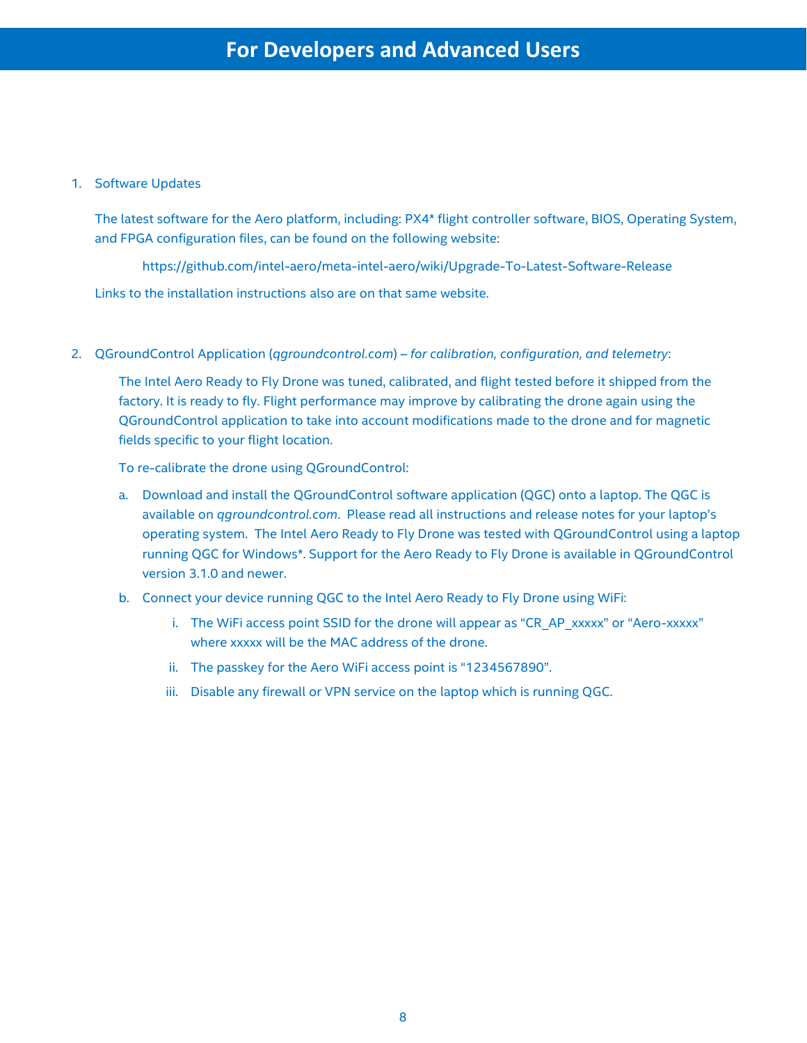# For Developers and Advanced Users

1. Software Updates

   The latest software for the Aero platform, including: PX4* flight controller software, BIOS, Operating System, and FPGA configuration files, can be found on the following website:

   https://github.com/intel-aero/meta-intel-aero/wiki/Upgrade-To-Latest-Software-Release

   Links to the installation instructions also are on that same website.

2. QGroundControl Application (*qgroundcontrol.com*) – *for calibration, configuration, and telemetry*:

   The Intel Aero Ready to Fly Drone was tuned, calibrated, and flight tested before it shipped from the factory. It is ready to fly. Flight performance may improve by calibrating the drone again using the QGroundControl application to take into account modifications made to the drone and for magnetic fields specific to your flight location.

   To re-calibrate the drone using QGroundControl:

   a. Download and install the QGroundControl software application (QGC) onto a laptop. The QGC is available on *qgroundcontrol.com*. Please read all instructions and release notes for your laptop's operating system. The Intel Aero Ready to Fly Drone was tested with QGroundControl using a laptop running QGC for Windows*. Support for the Aero Ready to Fly Drone is available in QGroundControl version 3.1.0 and newer.

   b. Connect your device running QGC to the Intel Aero Ready to Fly Drone using WiFi:

      i. The WiFi access point SSID for the drone will appear as "CR_AP_xxxxx" or "Aero-xxxxx" where xxxxx will be the MAC address of the drone.

      ii. The passkey for the Aero WiFi access point is "1234567890".

      iii. Disable any firewall or VPN service on the laptop which is running QGC.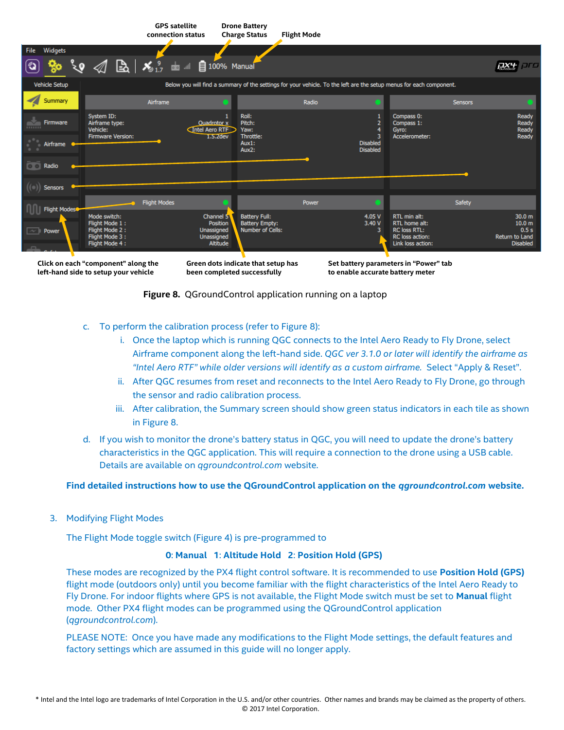Figure 8. QGroundControl application running on a laptop

c. To perform the calibration process (refer to Figure 8):

   i. Once the laptop which is running QGC connects to the Intel Aero Ready to Fly Drone, select Airframe component along the left-hand side. *QGC ver 3.1.0 or later will identify the airframe as "Intel Aero RTF" while older versions will identify as a custom airframe.* Select "Apply & Reset".

   ii. After QGC resumes from reset and reconnects to the Intel Aero Ready to Fly Drone, go through the sensor and radio calibration process.

   iii. After calibration, the Summary screen should show green status indicators in each tile as shown in Figure 8.

d. If you wish to monitor the drone's battery status in QGC, you will need to update the drone's battery characteristics in the QGC application. This will require a connection to the drone using a USB cable. Details are available on *qgroundcontrol.com* website.

**Find detailed instructions how to use the QGroundControl application on the *qgroundcontrol.com* website.**

3. Modifying Flight Modes

The Flight Mode toggle switch (Figure 4) is pre-programmed to

**0**: **Manual** **1**: **Altitude Hold** **2**: **Position Hold (GPS)**

These modes are recognized by the PX4 flight control software. It is recommended to use **Position Hold (GPS)** flight mode (outdoors only) until you become familiar with the flight characteristics of the Intel Aero Ready to Fly Drone. For indoor flights where GPS is not available, the Flight Mode switch must be set to **Manual** flight mode. Other PX4 flight modes can be programmed using the QGroundControl application (*qgroundcontrol.com*).

PLEASE NOTE: Once you have made any modifications to the Flight Mode settings, the default features and factory settings which are assumed in this guide will no longer apply.

* Intel and the Intel logo are trademarks of Intel Corporation in the U.S. and/or other countries. Other names and brands may be claimed as the property of others.
© 2017 Intel Corporation.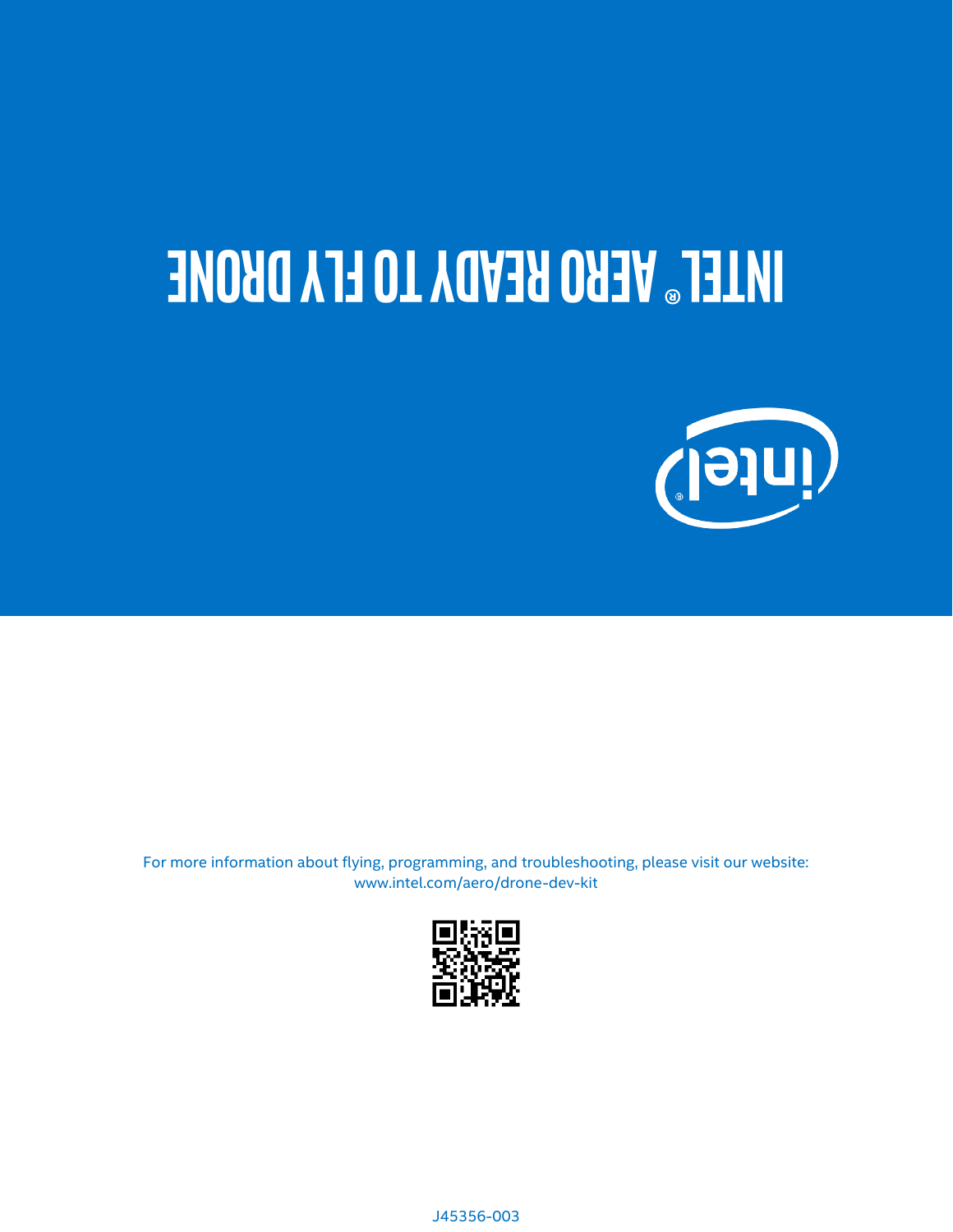# INTEL® AERO READY TO FLY DRONE

For more information about flying, programming, and troubleshooting, please visit our website:
www.intel.com/aero/drone-dev-kit

J45356-003